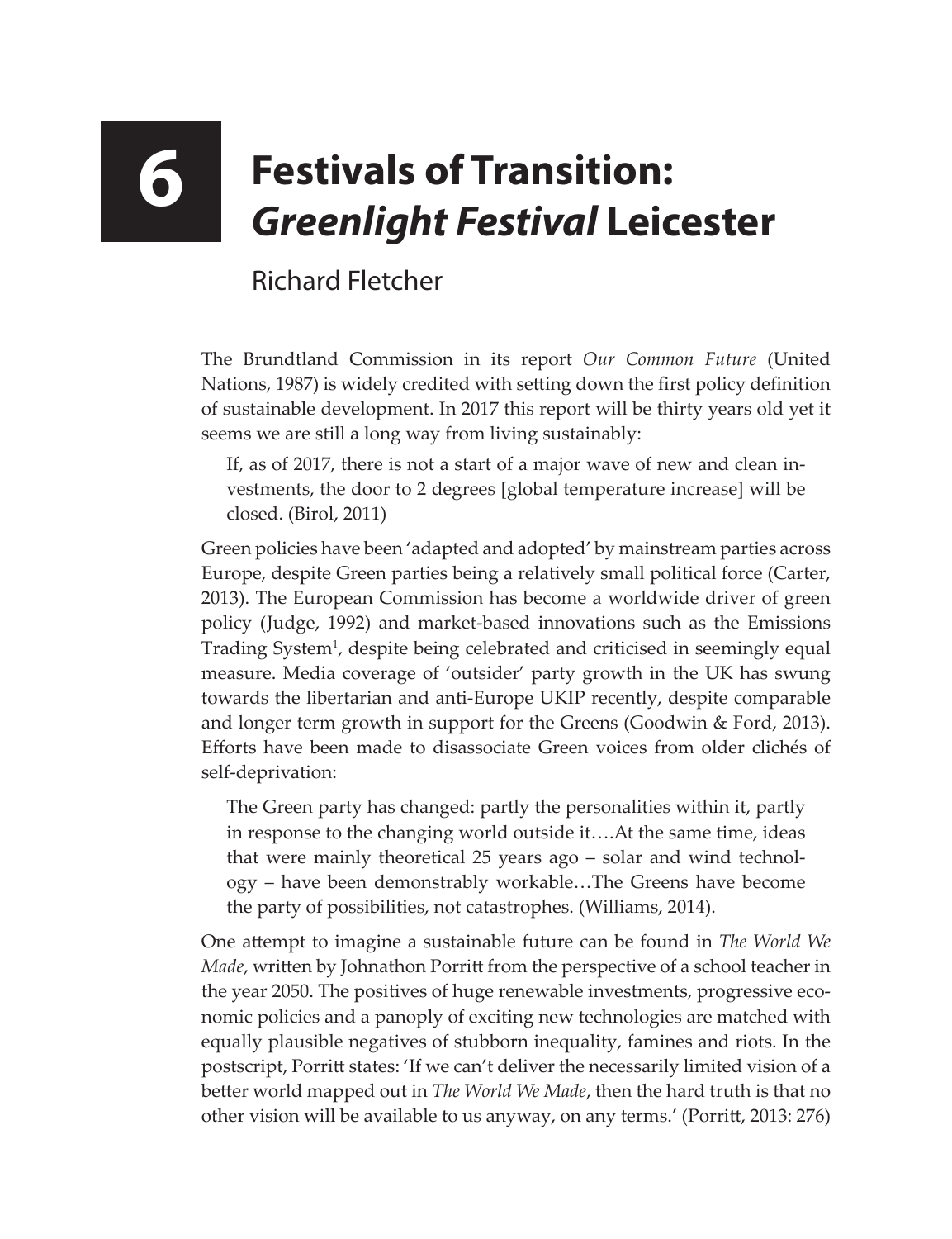# 6 Festivals of Transition: *Greenlight Festival* Leicester

Richard Fletcher

The Brundtland Commission in its report *Our Common Future* (United Nations, 1987) is widely credited with setting down the first policy definition of sustainable development. In 2017 this report will be thirty years old yet it seems we are still a long way from living sustainably:

> If, as of 2017, there is not a start of a major wave of new and clean investments, the door to 2 degrees [global temperature increase] will be closed. (Birol, 2011)

Green policies have been 'adapted and adopted' by mainstream parties across Europe, despite Green parties being a relatively small political force (Carter, 2013). The European Commission has become a worldwide driver of green policy (Judge, 1992) and market-based innovations such as the Emissions Trading System[1], despite being celebrated and criticised in seemingly equal measure. Media coverage of 'outsider' party growth in the UK has swung towards the libertarian and anti-Europe UKIP recently, despite comparable and longer term growth in support for the Greens (Goodwin & Ford, 2013). Efforts have been made to disassociate Green voices from older clichés of self-deprivation:

> The Green party has changed: partly the personalities within it, partly in response to the changing world outside it….At the same time, ideas that were mainly theoretical 25 years ago – solar and wind technology – have been demonstrably workable…The Greens have become the party of possibilities, not catastrophes. (Williams, 2014).

One attempt to imagine a sustainable future can be found in *The World We Made*, written by Johnathon Porritt from the perspective of a school teacher in the year 2050. The positives of huge renewable investments, progressive economic policies and a panoply of exciting new technologies are matched with equally plausible negatives of stubborn inequality, famines and riots. In the postscript, Porritt states: 'If we can't deliver the necessarily limited vision of a better world mapped out in *The World We Made*, then the hard truth is that no other vision will be available to us anyway, on any terms.' (Porritt, 2013: 276)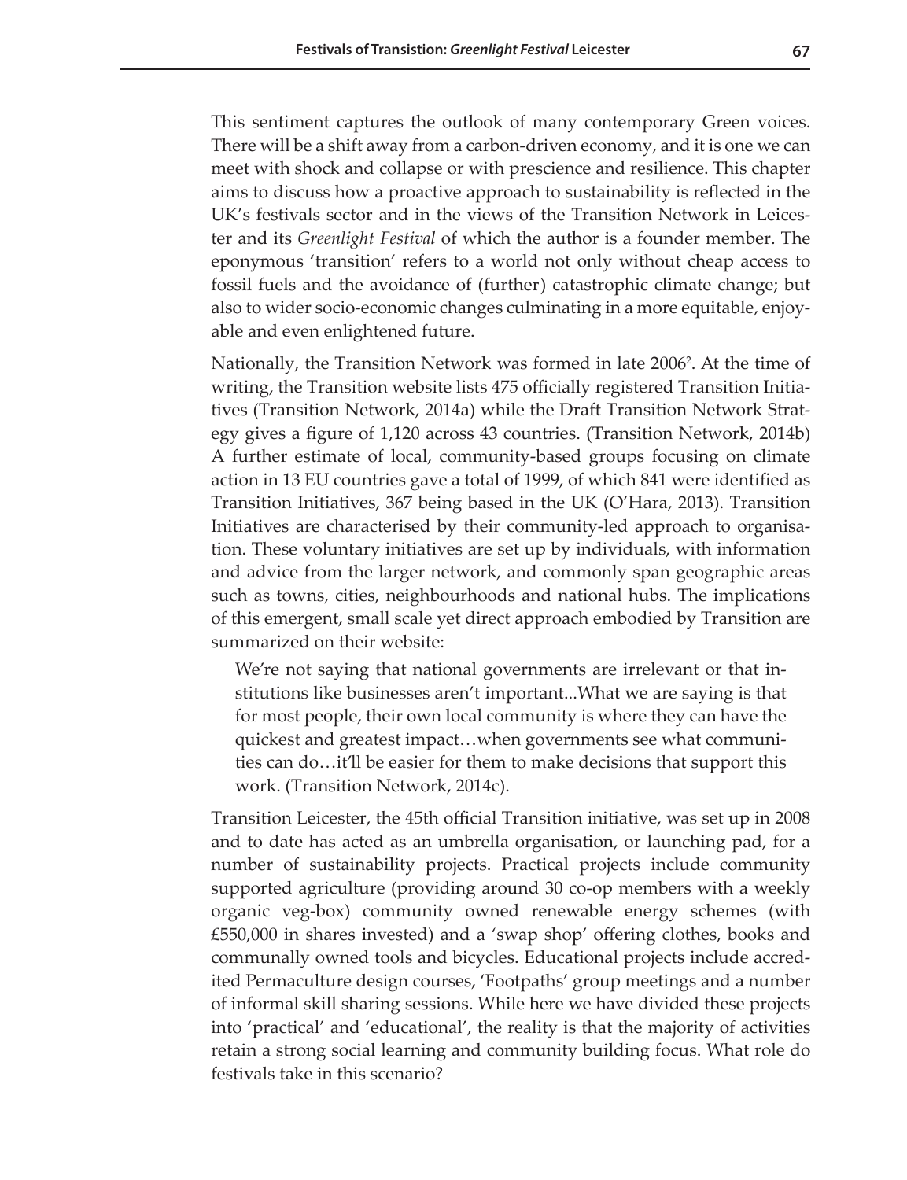This sentiment captures the outlook of many contemporary Green voices. There will be a shift away from a carbon-driven economy, and it is one we can meet with shock and collapse or with prescience and resilience. This chapter aims to discuss how a proactive approach to sustainability is reflected in the UK's festivals sector and in the views of the Transition Network in Leicester and its *Greenlight Festival* of which the author is a founder member. The eponymous 'transition' refers to a world not only without cheap access to fossil fuels and the avoidance of (further) catastrophic climate change; but also to wider socio-economic changes culminating in a more equitable, enjoyable and even enlightened future.

Nationally, the Transition Network was formed in late 2006[2]. At the time of writing, the Transition website lists 475 officially registered Transition Initiatives (Transition Network, 2014a) while the Draft Transition Network Strategy gives a figure of 1,120 across 43 countries. (Transition Network, 2014b) A further estimate of local, community-based groups focusing on climate action in 13 EU countries gave a total of 1999, of which 841 were identified as Transition Initiatives, 367 being based in the UK (O'Hara, 2013). Transition Initiatives are characterised by their community-led approach to organisation. These voluntary initiatives are set up by individuals, with information and advice from the larger network, and commonly span geographic areas such as towns, cities, neighbourhoods and national hubs. The implications of this emergent, small scale yet direct approach embodied by Transition are summarized on their website:

> We're not saying that national governments are irrelevant or that institutions like businesses aren't important...What we are saying is that for most people, their own local community is where they can have the quickest and greatest impact…when governments see what communities can do…it'll be easier for them to make decisions that support this work. (Transition Network, 2014c).

Transition Leicester, the 45th official Transition initiative, was set up in 2008 and to date has acted as an umbrella organisation, or launching pad, for a number of sustainability projects. Practical projects include community supported agriculture (providing around 30 co-op members with a weekly organic veg-box) community owned renewable energy schemes (with £550,000 in shares invested) and a 'swap shop' offering clothes, books and communally owned tools and bicycles. Educational projects include accredited Permaculture design courses, 'Footpaths' group meetings and a number of informal skill sharing sessions. While here we have divided these projects into 'practical' and 'educational', the reality is that the majority of activities retain a strong social learning and community building focus. What role do festivals take in this scenario?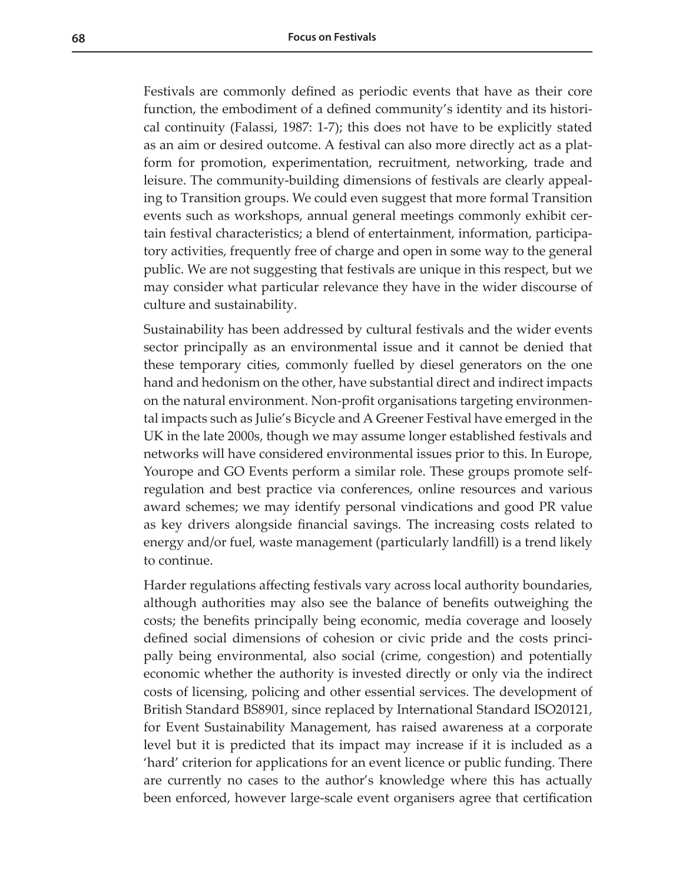Festivals are commonly defined as periodic events that have as their core function, the embodiment of a defined community's identity and its historical continuity (Falassi, 1987: 1-7); this does not have to be explicitly stated as an aim or desired outcome. A festival can also more directly act as a platform for promotion, experimentation, recruitment, networking, trade and leisure. The community-building dimensions of festivals are clearly appealing to Transition groups. We could even suggest that more formal Transition events such as workshops, annual general meetings commonly exhibit certain festival characteristics; a blend of entertainment, information, participatory activities, frequently free of charge and open in some way to the general public. We are not suggesting that festivals are unique in this respect, but we may consider what particular relevance they have in the wider discourse of culture and sustainability.

Sustainability has been addressed by cultural festivals and the wider events sector principally as an environmental issue and it cannot be denied that these temporary cities, commonly fuelled by diesel generators on the one hand and hedonism on the other, have substantial direct and indirect impacts on the natural environment. Non-profit organisations targeting environmental impacts such as Julie's Bicycle and A Greener Festival have emerged in the UK in the late 2000s, though we may assume longer established festivals and networks will have considered environmental issues prior to this. In Europe, Yourope and GO Events perform a similar role. These groups promote self-regulation and best practice via conferences, online resources and various award schemes; we may identify personal vindications and good PR value as key drivers alongside financial savings. The increasing costs related to energy and/or fuel, waste management (particularly landfill) is a trend likely to continue.

Harder regulations affecting festivals vary across local authority boundaries, although authorities may also see the balance of benefits outweighing the costs; the benefits principally being economic, media coverage and loosely defined social dimensions of cohesion or civic pride and the costs principally being environmental, also social (crime, congestion) and potentially economic whether the authority is invested directly or only via the indirect costs of licensing, policing and other essential services. The development of British Standard BS8901, since replaced by International Standard ISO20121, for Event Sustainability Management, has raised awareness at a corporate level but it is predicted that its impact may increase if it is included as a 'hard' criterion for applications for an event licence or public funding. There are currently no cases to the author's knowledge where this has actually been enforced, however large-scale event organisers agree that certification